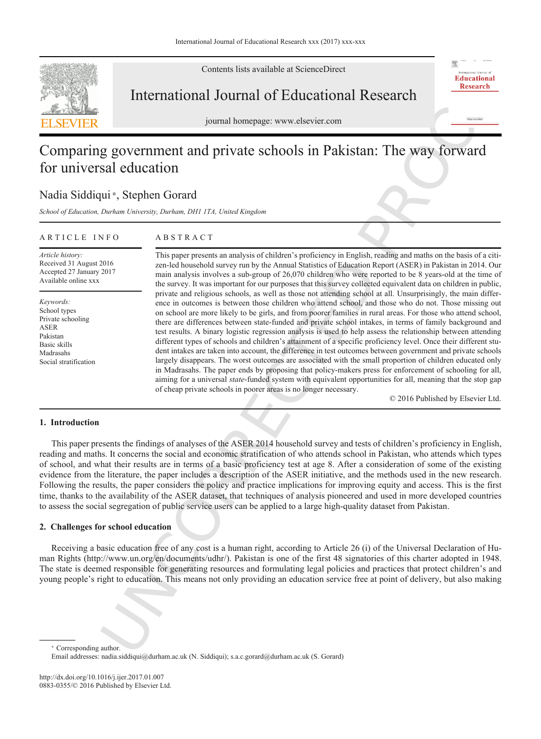# Comparing government and private schools in Pakistan: The way forward for universal education

Nadia Siddiqui *, Stephen Gorard

*School of Education, Durham University, Durham, DH1 1TA, United Kingdom*

## ARTICLE INFO

*Article history:*
Received 31 August 2016
Accepted 27 January 2017
Available online xxx

*Keywords:*
School types
Private schooling
ASER
Pakistan
Basic skills
Madrasahs
Social stratification

## ABSTRACT

This paper presents an analysis of children's proficiency in English, reading and maths on the basis of a citizen-led household survey run by the Annual Statistics of Education Report (ASER) in Pakistan in 2014. Our main analysis involves a sub-group of 26,070 children who were reported to be 8 years-old at the time of the survey. It was important for our purposes that this survey collected equivalent data on children in public, private and religious schools, as well as those not attending school at all. Unsurprisingly, the main difference in outcomes is between those children who attend school, and those who do not. Those missing out on school are more likely to be girls, and from poorer families in rural areas. For those who attend school, there are differences between state-funded and private school intakes, in terms of family background and test results. A binary logistic regression analysis is used to help assess the relationship between attending different types of schools and children's attainment of a specific proficiency level. Once their different student intakes are taken into account, the difference in test outcomes between government and private schools largely disappears. The worst outcomes are associated with the small proportion of children educated only in Madrasahs. The paper ends by proposing that policy-makers press for enforcement of schooling for all, aiming for a universal *state*-funded system with equivalent opportunities for all, meaning that the stop gap of cheap private schools in poorer areas is no longer necessary.

© 2016 Published by Elsevier Ltd.

## 1. Introduction

This paper presents the findings of analyses of the ASER 2014 household survey and tests of children's proficiency in English, reading and maths. It concerns the social and economic stratification of who attends school in Pakistan, who attends which types of school, and what their results are in terms of a basic proficiency test at age 8. After a consideration of some of the existing evidence from the literature, the paper includes a description of the ASER initiative, and the methods used in the new research. Following the results, the paper considers the policy and practice implications for improving equity and access. This is the first time, thanks to the availability of the ASER dataset, that techniques of analysis pioneered and used in more developed countries to assess the social segregation of public service users can be applied to a large high-quality dataset from Pakistan.

## 2. Challenges for school education

Receiving a basic education free of any cost is a human right, according to Article 26 (i) of the Universal Declaration of Human Rights (http://www.un.org/en/documents/udhr/). Pakistan is one of the first 48 signatories of this charter adopted in 1948. The state is deemed responsible for generating resources and formulating legal policies and practices that protect children's and young people's right to education. This means not only providing an education service free at point of delivery, but also making

* Corresponding author.
Email addresses: nadia.siddiqui@durham.ac.uk (N. Siddiqui); s.a.c.gorard@durham.ac.uk (S. Gorard)

http://dx.doi.org/10.1016/j.ijer.2017.01.007
0883-0355/© 2016 Published by Elsevier Ltd.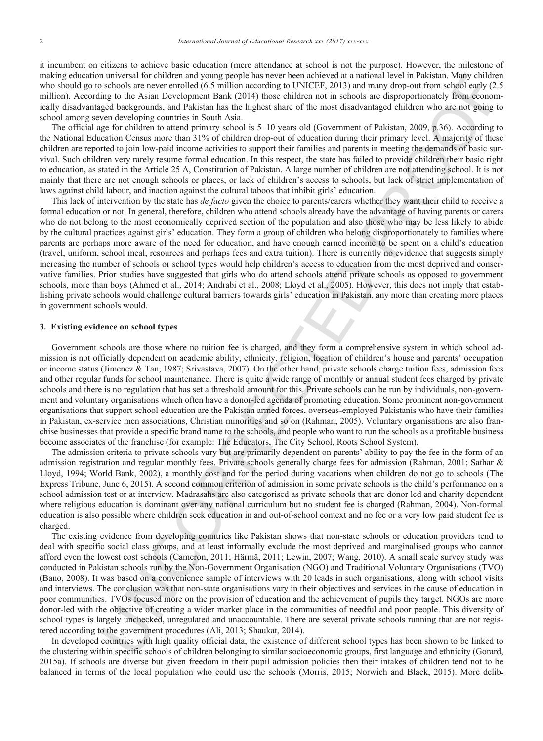it incumbent on citizens to achieve basic education (mere attendance at school is not the purpose). However, the milestone of making education universal for children and young people has never been achieved at a national level in Pakistan. Many children who should go to schools are never enrolled (6.5 million according to UNICEF, 2013) and many drop-out from school early (2.5 million). According to the Asian Development Bank (2014) those children not in schools are disproportionately from economically disadvantaged backgrounds, and Pakistan has the highest share of the most disadvantaged children who are not going to school among seven developing countries in South Asia.

The official age for children to attend primary school is 5–10 years old (Government of Pakistan, 2009, p.36). According to the National Education Census more than 31% of children drop-out of education during their primary level. A majority of these children are reported to join low-paid income activities to support their families and parents in meeting the demands of basic survival. Such children very rarely resume formal education. In this respect, the state has failed to provide children their basic right to education, as stated in the Article 25 A, Constitution of Pakistan. A large number of children are not attending school. It is not mainly that there are not enough schools or places, or lack of children's access to schools, but lack of strict implementation of laws against child labour, and inaction against the cultural taboos that inhibit girls' education.

This lack of intervention by the state has *de facto* given the choice to parents/carers whether they want their child to receive a formal education or not. In general, therefore, children who attend schools already have the advantage of having parents or carers who do not belong to the most economically deprived section of the population and also those who may be less likely to abide by the cultural practices against girls' education. They form a group of children who belong disproportionately to families where parents are perhaps more aware of the need for education, and have enough earned income to be spent on a child's education (travel, uniform, school meal, resources and perhaps fees and extra tuition). There is currently no evidence that suggests simply increasing the number of schools or school types would help children's access to education from the most deprived and conservative families. Prior studies have suggested that girls who do attend schools attend private schools as opposed to government schools, more than boys (Ahmed et al., 2014; Andrabi et al., 2008; Lloyd et al., 2005). However, this does not imply that establishing private schools would challenge cultural barriers towards girls' education in Pakistan, any more than creating more places in government schools would.

## 3. Existing evidence on school types

Government schools are those where no tuition fee is charged, and they form a comprehensive system in which school admission is not officially dependent on academic ability, ethnicity, religion, location of children's house and parents' occupation or income status (Jimenez & Tan, 1987; Srivastava, 2007). On the other hand, private schools charge tuition fees, admission fees and other regular funds for school maintenance. There is quite a wide range of monthly or annual student fees charged by private schools and there is no regulation that has set a threshold amount for this. Private schools can be run by individuals, non-government and voluntary organisations which often have a donor-led agenda of promoting education. Some prominent non-government organisations that support school education are the Pakistan armed forces, overseas-employed Pakistanis who have their families in Pakistan, ex-service men associations, Christian minorities and so on (Rahman, 2005). Voluntary organisations are also franchise businesses that provide a specific brand name to the schools, and people who want to run the schools as a profitable business become associates of the franchise (for example: The Educators, The City School, Roots School System).

The admission criteria to private schools vary but are primarily dependent on parents' ability to pay the fee in the form of an admission registration and regular monthly fees. Private schools generally charge fees for admission (Rahman, 2001; Sathar & Lloyd, 1994; World Bank, 2002), a monthly cost and for the period during vacations when children do not go to schools (The Express Tribune, June 6, 2015). A second common criterion of admission in some private schools is the child's performance on a school admission test or at interview. Madrasahs are also categorised as private schools that are donor led and charity dependent where religious education is dominant over any national curriculum but no student fee is charged (Rahman, 2004). Non-formal education is also possible where children seek education in and out-of-school context and no fee or a very low paid student fee is charged.

The existing evidence from developing countries like Pakistan shows that non-state schools or education providers tend to deal with specific social class groups, and at least informally exclude the most deprived and marginalised groups who cannot afford even the lowest cost schools (Cameron, 2011; Härmä, 2011; Lewin, 2007; Wang, 2010). A small scale survey study was conducted in Pakistan schools run by the Non-Government Organisation (NGO) and Traditional Voluntary Organisations (TVO) (Bano, 2008). It was based on a convenience sample of interviews with 20 leads in such organisations, along with school visits and interviews. The conclusion was that non-state organisations vary in their objectives and services in the cause of education in poor communities. TVOs focused more on the provision of education and the achievement of pupils they target. NGOs are more donor-led with the objective of creating a wider market place in the communities of needful and poor people. This diversity of school types is largely unchecked, unregulated and unaccountable. There are several private schools running that are not registered according to the government procedures (Ali, 2013; Shaukat, 2014).

In developed countries with high quality official data, the existence of different school types has been shown to be linked to the clustering within specific schools of children belonging to similar socioeconomic groups, first language and ethnicity (Gorard, 2015a). If schools are diverse but given freedom in their pupil admission policies then their intakes of children tend not to be balanced in terms of the local population who could use the schools (Morris, 2015; Norwich and Black, 2015). More delib-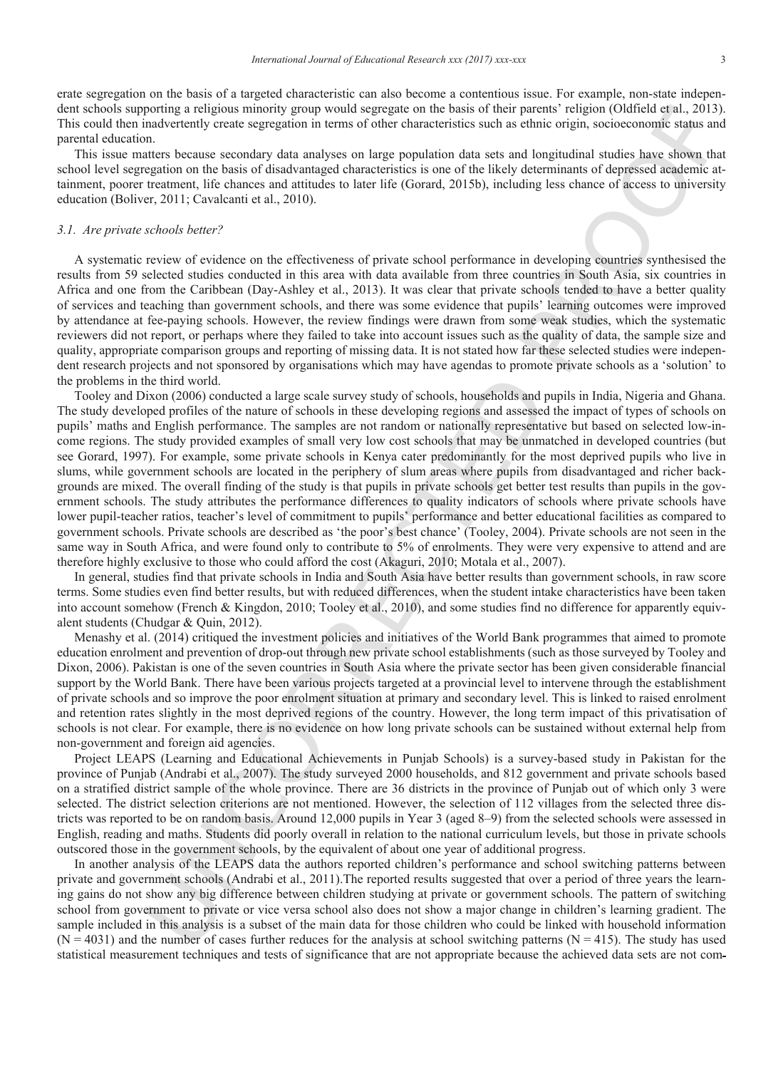erate segregation on the basis of a targeted characteristic can also become a contentious issue. For example, non-state independent schools supporting a religious minority group would segregate on the basis of their parents' religion (Oldfield et al., 2013). This could then inadvertently create segregation in terms of other characteristics such as ethnic origin, socioeconomic status and parental education.

This issue matters because secondary data analyses on large population data sets and longitudinal studies have shown that school level segregation on the basis of disadvantaged characteristics is one of the likely determinants of depressed academic attainment, poorer treatment, life chances and attitudes to later life (Gorard, 2015b), including less chance of access to university education (Boliver, 2011; Cavalcanti et al., 2010).

### *3.1. Are private schools better?*

A systematic review of evidence on the effectiveness of private school performance in developing countries synthesised the results from 59 selected studies conducted in this area with data available from three countries in South Asia, six countries in Africa and one from the Caribbean (Day-Ashley et al., 2013). It was clear that private schools tended to have a better quality of services and teaching than government schools, and there was some evidence that pupils' learning outcomes were improved by attendance at fee-paying schools. However, the review findings were drawn from some weak studies, which the systematic reviewers did not report, or perhaps where they failed to take into account issues such as the quality of data, the sample size and quality, appropriate comparison groups and reporting of missing data. It is not stated how far these selected studies were independent research projects and not sponsored by organisations which may have agendas to promote private schools as a 'solution' to the problems in the third world.

Tooley and Dixon (2006) conducted a large scale survey study of schools, households and pupils in India, Nigeria and Ghana. The study developed profiles of the nature of schools in these developing regions and assessed the impact of types of schools on pupils' maths and English performance. The samples are not random or nationally representative but based on selected low-income regions. The study provided examples of small very low cost schools that may be unmatched in developed countries (but see Gorard, 1997). For example, some private schools in Kenya cater predominantly for the most deprived pupils who live in slums, while government schools are located in the periphery of slum areas where pupils from disadvantaged and richer backgrounds are mixed. The overall finding of the study is that pupils in private schools get better test results than pupils in the government schools. The study attributes the performance differences to quality indicators of schools where private schools have lower pupil-teacher ratios, teacher's level of commitment to pupils' performance and better educational facilities as compared to government schools. Private schools are described as 'the poor's best chance' (Tooley, 2004). Private schools are not seen in the same way in South Africa, and were found only to contribute to 5% of enrolments. They were very expensive to attend and are therefore highly exclusive to those who could afford the cost (Akaguri, 2010; Motala et al., 2007).

In general, studies find that private schools in India and South Asia have better results than government schools, in raw score terms. Some studies even find better results, but with reduced differences, when the student intake characteristics have been taken into account somehow (French & Kingdon, 2010; Tooley et al., 2010), and some studies find no difference for apparently equivalent students (Chudgar & Quin, 2012).

Menashy et al. (2014) critiqued the investment policies and initiatives of the World Bank programmes that aimed to promote education enrolment and prevention of drop-out through new private school establishments (such as those surveyed by Tooley and Dixon, 2006). Pakistan is one of the seven countries in South Asia where the private sector has been given considerable financial support by the World Bank. There have been various projects targeted at a provincial level to intervene through the establishment of private schools and so improve the poor enrolment situation at primary and secondary level. This is linked to raised enrolment and retention rates slightly in the most deprived regions of the country. However, the long term impact of this privatisation of schools is not clear. For example, there is no evidence on how long private schools can be sustained without external help from non-government and foreign aid agencies.

Project LEAPS (Learning and Educational Achievements in Punjab Schools) is a survey-based study in Pakistan for the province of Punjab (Andrabi et al., 2007). The study surveyed 2000 households, and 812 government and private schools based on a stratified district sample of the whole province. There are 36 districts in the province of Punjab out of which only 3 were selected. The district selection criterions are not mentioned. However, the selection of 112 villages from the selected three districts was reported to be on random basis. Around 12,000 pupils in Year 3 (aged 8–9) from the selected schools were assessed in English, reading and maths. Students did poorly overall in relation to the national curriculum levels, but those in private schools outscored those in the government schools, by the equivalent of about one year of additional progress.

In another analysis of the LEAPS data the authors reported children's performance and school switching patterns between private and government schools (Andrabi et al., 2011).The reported results suggested that over a period of three years the learning gains do not show any big difference between children studying at private or government schools. The pattern of switching school from government to private or vice versa school also does not show a major change in children's learning gradient. The sample included in this analysis is a subset of the main data for those children who could be linked with household information (N = 4031) and the number of cases further reduces for the analysis at school switching patterns (N = 415). The study has used statistical measurement techniques and tests of significance that are not appropriate because the achieved data sets are not com-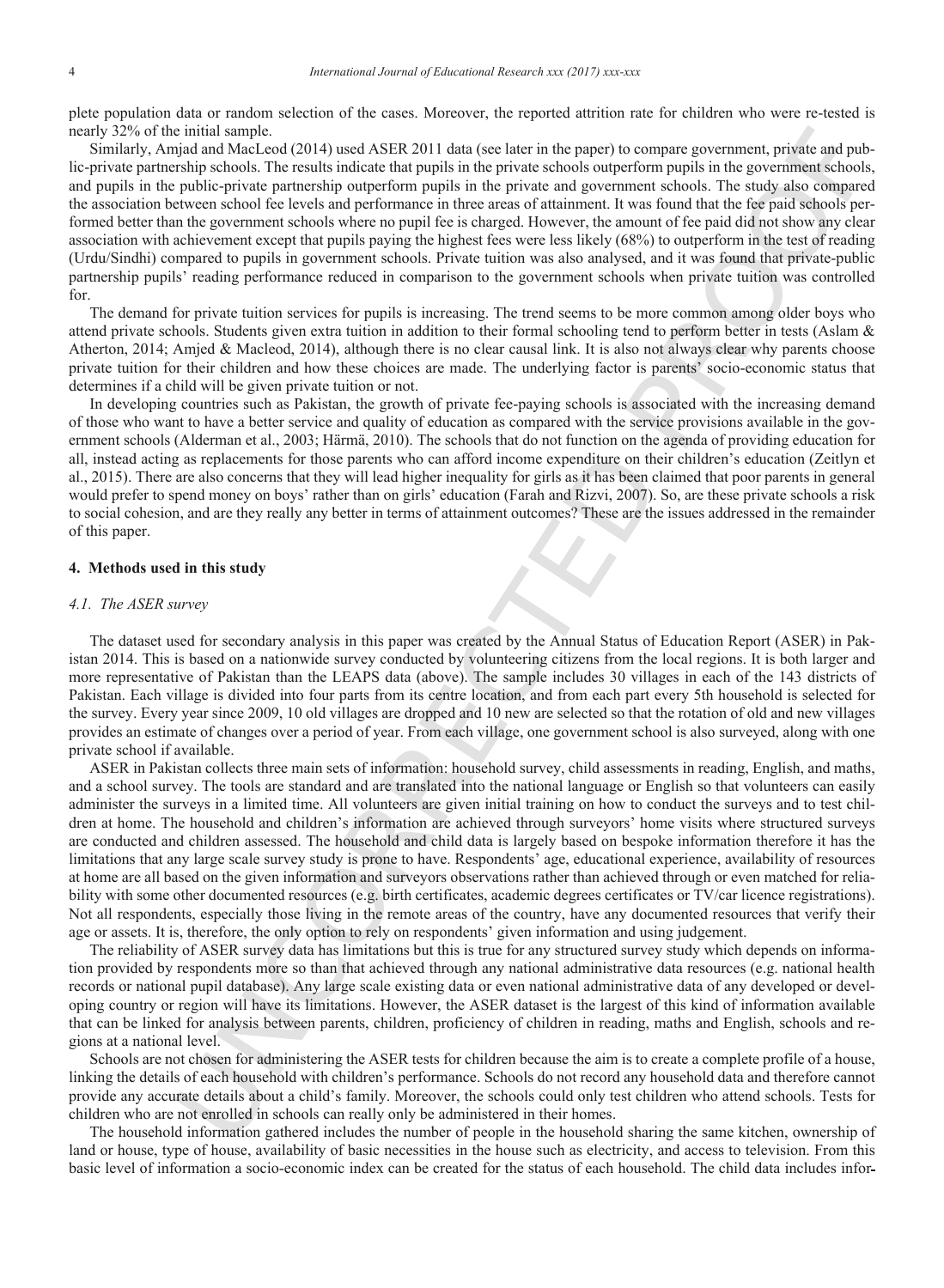plete population data or random selection of the cases. Moreover, the reported attrition rate for children who were re-tested is nearly 32% of the initial sample.

Similarly, Amjad and MacLeod (2014) used ASER 2011 data (see later in the paper) to compare government, private and public-private partnership schools. The results indicate that pupils in the private schools outperform pupils in the government schools, and pupils in the public-private partnership outperform pupils in the private and government schools. The study also compared the association between school fee levels and performance in three areas of attainment. It was found that the fee paid schools performed better than the government schools where no pupil fee is charged. However, the amount of fee paid did not show any clear association with achievement except that pupils paying the highest fees were less likely (68%) to outperform in the test of reading (Urdu/Sindhi) compared to pupils in government schools. Private tuition was also analysed, and it was found that private-public partnership pupils' reading performance reduced in comparison to the government schools when private tuition was controlled for.

The demand for private tuition services for pupils is increasing. The trend seems to be more common among older boys who attend private schools. Students given extra tuition in addition to their formal schooling tend to perform better in tests (Aslam & Atherton, 2014; Amjed & Macleod, 2014), although there is no clear causal link. It is also not always clear why parents choose private tuition for their children and how these choices are made. The underlying factor is parents' socio-economic status that determines if a child will be given private tuition or not.

In developing countries such as Pakistan, the growth of private fee-paying schools is associated with the increasing demand of those who want to have a better service and quality of education as compared with the service provisions available in the government schools (Alderman et al., 2003; Härmä, 2010). The schools that do not function on the agenda of providing education for all, instead acting as replacements for those parents who can afford income expenditure on their children's education (Zeitlyn et al., 2015). There are also concerns that they will lead higher inequality for girls as it has been claimed that poor parents in general would prefer to spend money on boys' rather than on girls' education (Farah and Rizvi, 2007). So, are these private schools a risk to social cohesion, and are they really any better in terms of attainment outcomes? These are the issues addressed in the remainder of this paper.

## 4. Methods used in this study

### *4.1. The ASER survey*

The dataset used for secondary analysis in this paper was created by the Annual Status of Education Report (ASER) in Pakistan 2014. This is based on a nationwide survey conducted by volunteering citizens from the local regions. It is both larger and more representative of Pakistan than the LEAPS data (above). The sample includes 30 villages in each of the 143 districts of Pakistan. Each village is divided into four parts from its centre location, and from each part every 5th household is selected for the survey. Every year since 2009, 10 old villages are dropped and 10 new are selected so that the rotation of old and new villages provides an estimate of changes over a period of year. From each village, one government school is also surveyed, along with one private school if available.

ASER in Pakistan collects three main sets of information: household survey, child assessments in reading, English, and maths, and a school survey. The tools are standard and are translated into the national language or English so that volunteers can easily administer the surveys in a limited time. All volunteers are given initial training on how to conduct the surveys and to test children at home. The household and children's information are achieved through surveyors' home visits where structured surveys are conducted and children assessed. The household and child data is largely based on bespoke information therefore it has the limitations that any large scale survey study is prone to have. Respondents' age, educational experience, availability of resources at home are all based on the given information and surveyors observations rather than achieved through or even matched for reliability with some other documented resources (e.g. birth certificates, academic degrees certificates or TV/car licence registrations). Not all respondents, especially those living in the remote areas of the country, have any documented resources that verify their age or assets. It is, therefore, the only option to rely on respondents' given information and using judgement.

The reliability of ASER survey data has limitations but this is true for any structured survey study which depends on information provided by respondents more so than that achieved through any national administrative data resources (e.g. national health records or national pupil database). Any large scale existing data or even national administrative data of any developed or developing country or region will have its limitations. However, the ASER dataset is the largest of this kind of information available that can be linked for analysis between parents, children, proficiency of children in reading, maths and English, schools and regions at a national level.

Schools are not chosen for administering the ASER tests for children because the aim is to create a complete profile of a house, linking the details of each household with children's performance. Schools do not record any household data and therefore cannot provide any accurate details about a child's family. Moreover, the schools could only test children who attend schools. Tests for children who are not enrolled in schools can really only be administered in their homes.

The household information gathered includes the number of people in the household sharing the same kitchen, ownership of land or house, type of house, availability of basic necessities in the house such as electricity, and access to television. From this basic level of information a socio-economic index can be created for the status of each household. The child data includes infor-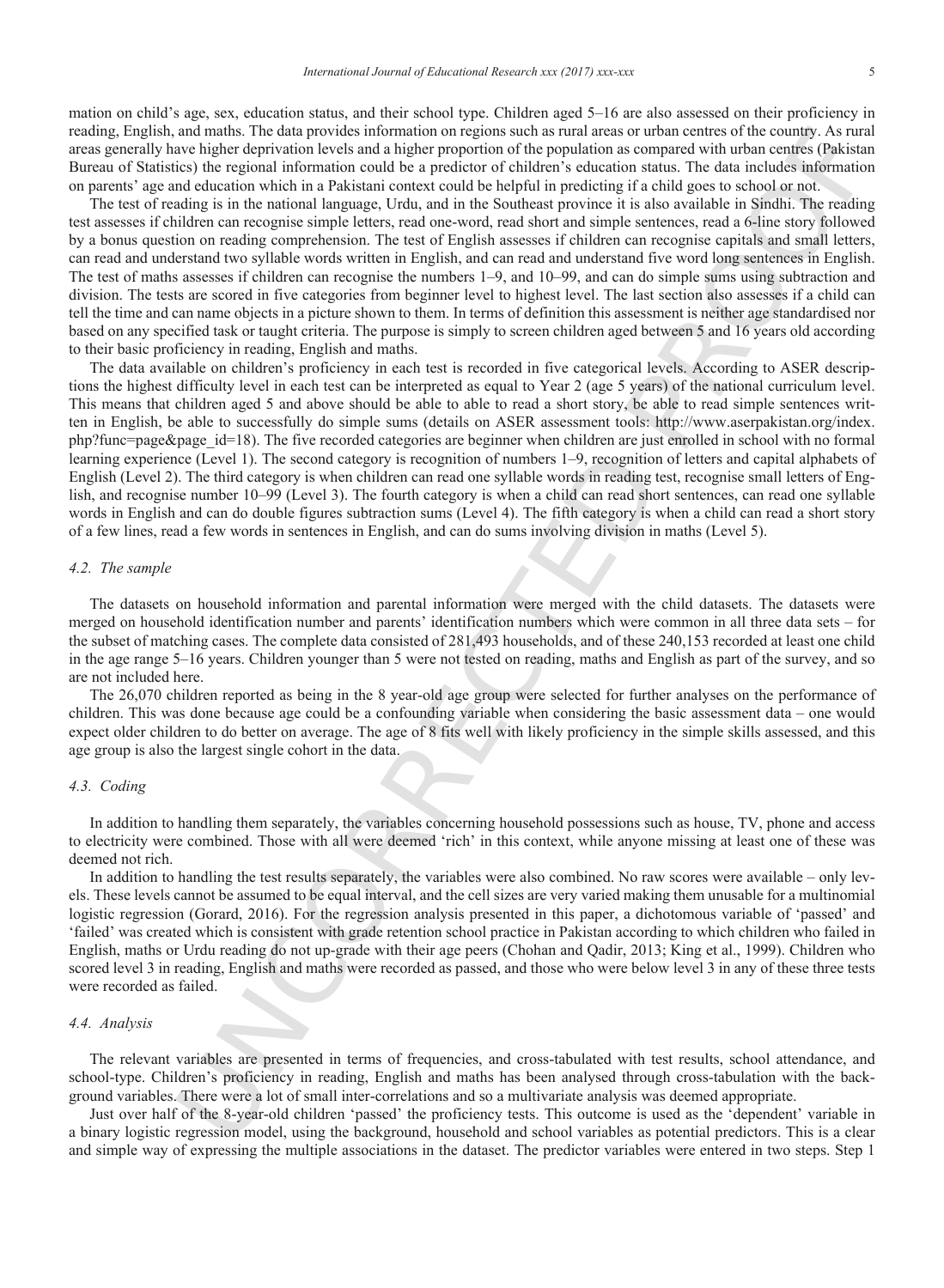mation on child's age, sex, education status, and their school type. Children aged 5–16 are also assessed on their proficiency in reading, English, and maths. The data provides information on regions such as rural areas or urban centres of the country. As rural areas generally have higher deprivation levels and a higher proportion of the population as compared with urban centres (Pakistan Bureau of Statistics) the regional information could be a predictor of children's education status. The data includes information on parents' age and education which in a Pakistani context could be helpful in predicting if a child goes to school or not.

The test of reading is in the national language, Urdu, and in the Southeast province it is also available in Sindhi. The reading test assesses if children can recognise simple letters, read one-word, read short and simple sentences, read a 6-line story followed by a bonus question on reading comprehension. The test of English assesses if children can recognise capitals and small letters, can read and understand two syllable words written in English, and can read and understand five word long sentences in English. The test of maths assesses if children can recognise the numbers 1–9, and 10–99, and can do simple sums using subtraction and division. The tests are scored in five categories from beginner level to highest level. The last section also assesses if a child can tell the time and can name objects in a picture shown to them. In terms of definition this assessment is neither age standardised nor based on any specified task or taught criteria. The purpose is simply to screen children aged between 5 and 16 years old according to their basic proficiency in reading, English and maths.

The data available on children's proficiency in each test is recorded in five categorical levels. According to ASER descriptions the highest difficulty level in each test can be interpreted as equal to Year 2 (age 5 years) of the national curriculum level. This means that children aged 5 and above should be able to able to read a short story, be able to read simple sentences written in English, be able to successfully do simple sums (details on ASER assessment tools: http://www.aserpakistan.org/index.php?func=page&page_id=18). The five recorded categories are beginner when children are just enrolled in school with no formal learning experience (Level 1). The second category is recognition of numbers 1–9, recognition of letters and capital alphabets of English (Level 2). The third category is when children can read one syllable words in reading test, recognise small letters of English, and recognise number 10–99 (Level 3). The fourth category is when a child can read short sentences, can read one syllable words in English and can do double figures subtraction sums (Level 4). The fifth category is when a child can read a short story of a few lines, read a few words in sentences in English, and can do sums involving division in maths (Level 5).

### *4.2. The sample*

The datasets on household information and parental information were merged with the child datasets. The datasets were merged on household identification number and parents' identification numbers which were common in all three data sets – for the subset of matching cases. The complete data consisted of 281,493 households, and of these 240,153 recorded at least one child in the age range 5–16 years. Children younger than 5 were not tested on reading, maths and English as part of the survey, and so are not included here.

The 26,070 children reported as being in the 8 year-old age group were selected for further analyses on the performance of children. This was done because age could be a confounding variable when considering the basic assessment data – one would expect older children to do better on average. The age of 8 fits well with likely proficiency in the simple skills assessed, and this age group is also the largest single cohort in the data.

### *4.3. Coding*

In addition to handling them separately, the variables concerning household possessions such as house, TV, phone and access to electricity were combined. Those with all were deemed 'rich' in this context, while anyone missing at least one of these was deemed not rich.

In addition to handling the test results separately, the variables were also combined. No raw scores were available – only levels. These levels cannot be assumed to be equal interval, and the cell sizes are very varied making them unusable for a multinomial logistic regression (Gorard, 2016). For the regression analysis presented in this paper, a dichotomous variable of 'passed' and 'failed' was created which is consistent with grade retention school practice in Pakistan according to which children who failed in English, maths or Urdu reading do not up-grade with their age peers (Chohan and Qadir, 2013; King et al., 1999). Children who scored level 3 in reading, English and maths were recorded as passed, and those who were below level 3 in any of these three tests were recorded as failed.

### *4.4. Analysis*

The relevant variables are presented in terms of frequencies, and cross-tabulated with test results, school attendance, and school-type. Children's proficiency in reading, English and maths has been analysed through cross-tabulation with the background variables. There were a lot of small inter-correlations and so a multivariate analysis was deemed appropriate.

Just over half of the 8-year-old children 'passed' the proficiency tests. This outcome is used as the 'dependent' variable in a binary logistic regression model, using the background, household and school variables as potential predictors. This is a clear and simple way of expressing the multiple associations in the dataset. The predictor variables were entered in two steps. Step 1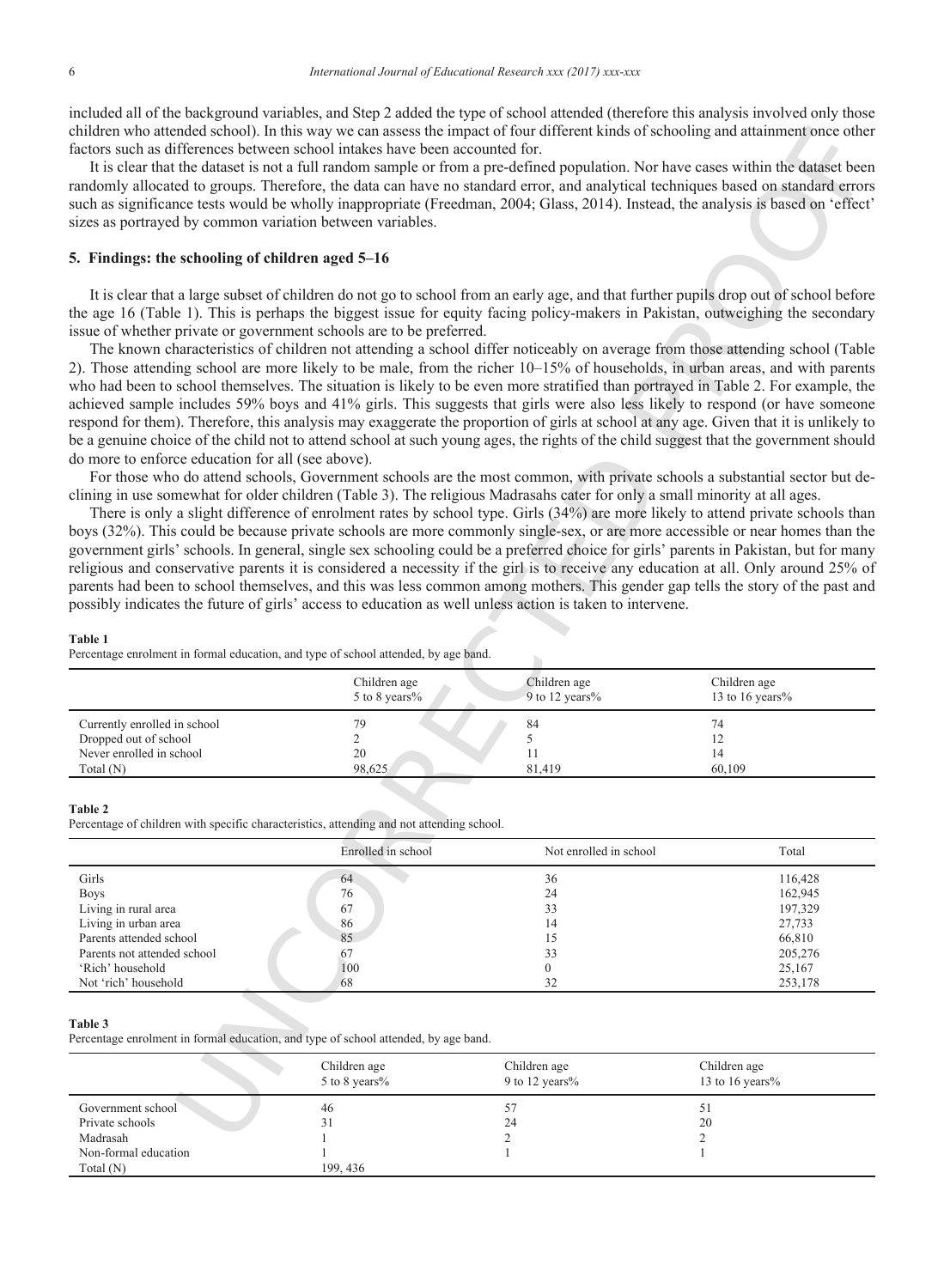included all of the background variables, and Step 2 added the type of school attended (therefore this analysis involved only those children who attended school). In this way we can assess the impact of four different kinds of schooling and attainment once other factors such as differences between school intakes have been accounted for.

It is clear that the dataset is not a full random sample or from a pre-defined population. Nor have cases within the dataset been randomly allocated to groups. Therefore, the data can have no standard error, and analytical techniques based on standard errors such as significance tests would be wholly inappropriate (Freedman, 2004; Glass, 2014). Instead, the analysis is based on 'effect' sizes as portrayed by common variation between variables.

## 5. Findings: the schooling of children aged 5–16

It is clear that a large subset of children do not go to school from an early age, and that further pupils drop out of school before the age 16 (Table 1). This is perhaps the biggest issue for equity facing policy-makers in Pakistan, outweighing the secondary issue of whether private or government schools are to be preferred.

The known characteristics of children not attending a school differ noticeably on average from those attending school (Table 2). Those attending school are more likely to be male, from the richer 10–15% of households, in urban areas, and with parents who had been to school themselves. The situation is likely to be even more stratified than portrayed in Table 2. For example, the achieved sample includes 59% boys and 41% girls. This suggests that girls were also less likely to respond (or have someone respond for them). Therefore, this analysis may exaggerate the proportion of girls at school at any age. Given that it is unlikely to be a genuine choice of the child not to attend school at such young ages, the rights of the child suggest that the government should do more to enforce education for all (see above).

For those who do attend schools, Government schools are the most common, with private schools a substantial sector but declining in use somewhat for older children (Table 3). The religious Madrasahs cater for only a small minority at all ages.

There is only a slight difference of enrolment rates by school type. Girls (34%) are more likely to attend private schools than boys (32%). This could be because private schools are more commonly single-sex, or are more accessible or near homes than the government girls' schools. In general, single sex schooling could be a preferred choice for girls' parents in Pakistan, but for many religious and conservative parents it is considered a necessity if the girl is to receive any education at all. Only around 25% of parents had been to school themselves, and this was less common among mothers. This gender gap tells the story of the past and possibly indicates the future of girls' access to education as well unless action is taken to intervene.

**Table 1**
Percentage enrolment in formal education, and type of school attended, by age band.

| | Children age 5 to 8 years% | Children age 9 to 12 years% | Children age 13 to 16 years% |
|---|---|---|---|
| Currently enrolled in school | 79 | 84 | 74 |
| Dropped out of school | 2 | 5 | 12 |
| Never enrolled in school | 20 | 11 | 14 |
| Total (N) | 98,625 | 81,419 | 60,109 |

**Table 2**
Percentage of children with specific characteristics, attending and not attending school.

| | Enrolled in school | Not enrolled in school | Total |
|---|---|---|---|
| Girls | 64 | 36 | 116,428 |
| Boys | 76 | 24 | 162,945 |
| Living in rural area | 67 | 33 | 197,329 |
| Living in urban area | 86 | 14 | 27,733 |
| Parents attended school | 85 | 15 | 66,810 |
| Parents not attended school | 67 | 33 | 205,276 |
| 'Rich' household | 100 | 0 | 25,167 |
| Not 'rich' household | 68 | 32 | 253,178 |

**Table 3**
Percentage enrolment in formal education, and type of school attended, by age band.

| | Children age 5 to 8 years% | Children age 9 to 12 years% | Children age 13 to 16 years% |
|---|---|---|---|
| Government school | 46 | 57 | 51 |
| Private schools | 31 | 24 | 20 |
| Madrasah | 1 | 2 | 2 |
| Non-formal education | 1 | 1 | 1 |
| Total (N) | 199, 436 | | |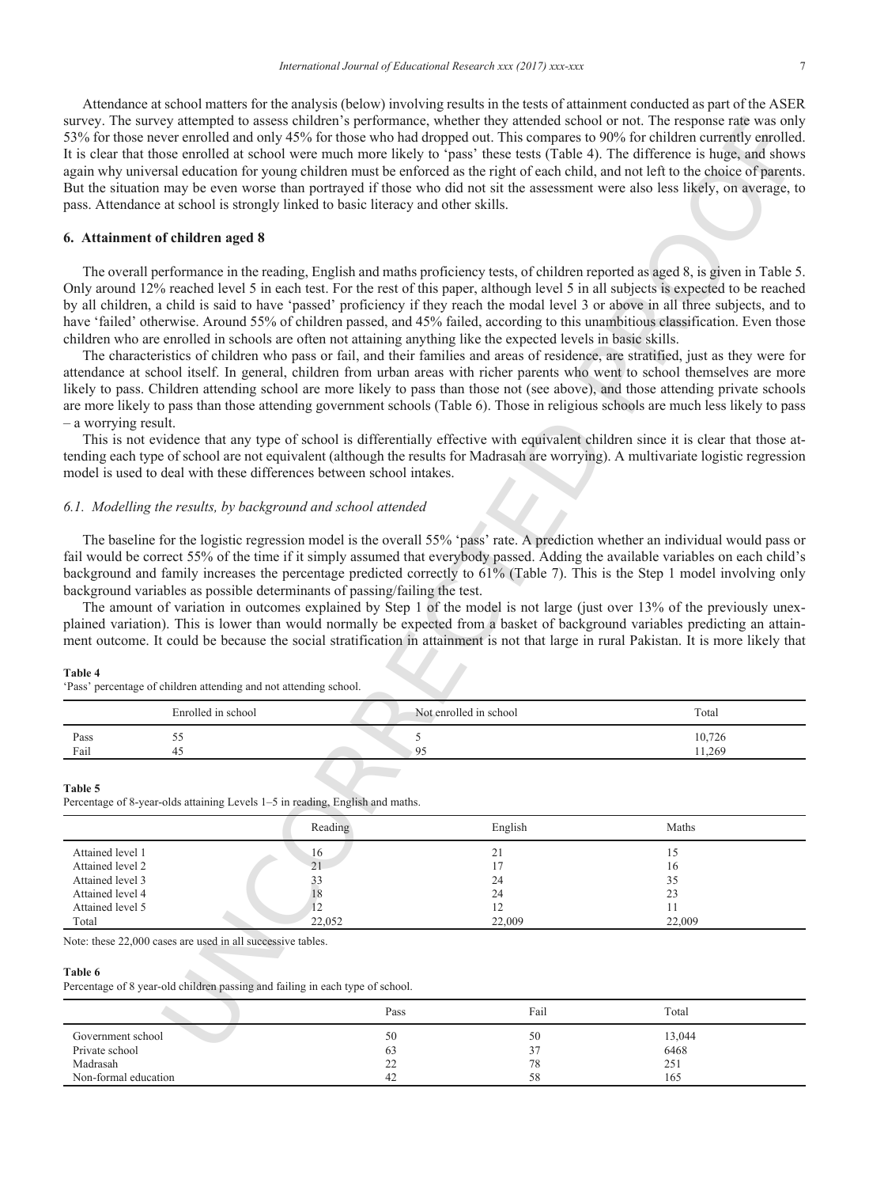Attendance at school matters for the analysis (below) involving results in the tests of attainment conducted as part of the ASER survey. The survey attempted to assess children's performance, whether they attended school or not. The response rate was only 53% for those never enrolled and only 45% for those who had dropped out. This compares to 90% for children currently enrolled. It is clear that those enrolled at school were much more likely to 'pass' these tests (Table 4). The difference is huge, and shows again why universal education for young children must be enforced as the right of each child, and not left to the choice of parents. But the situation may be even worse than portrayed if those who did not sit the assessment were also less likely, on average, to pass. Attendance at school is strongly linked to basic literacy and other skills.

## 6. Attainment of children aged 8

The overall performance in the reading, English and maths proficiency tests, of children reported as aged 8, is given in Table 5. Only around 12% reached level 5 in each test. For the rest of this paper, although level 5 in all subjects is expected to be reached by all children, a child is said to have 'passed' proficiency if they reach the modal level 3 or above in all three subjects, and to have 'failed' otherwise. Around 55% of children passed, and 45% failed, according to this unambitious classification. Even those children who are enrolled in schools are often not attaining anything like the expected levels in basic skills.

The characteristics of children who pass or fail, and their families and areas of residence, are stratified, just as they were for attendance at school itself. In general, children from urban areas with richer parents who went to school themselves are more likely to pass. Children attending school are more likely to pass than those not (see above), and those attending private schools are more likely to pass than those attending government schools (Table 6). Those in religious schools are much less likely to pass – a worrying result.

This is not evidence that any type of school is differentially effective with equivalent children since it is clear that those attending each type of school are not equivalent (although the results for Madrasah are worrying). A multivariate logistic regression model is used to deal with these differences between school intakes.

### 6.1. Modelling the results, by background and school attended

The baseline for the logistic regression model is the overall 55% 'pass' rate. A prediction whether an individual would pass or fail would be correct 55% of the time if it simply assumed that everybody passed. Adding the available variables on each child's background and family increases the percentage predicted correctly to 61% (Table 7). This is the Step 1 model involving only background variables as possible determinants of passing/failing the test.

The amount of variation in outcomes explained by Step 1 of the model is not large (just over 13% of the previously unexplained variation). This is lower than would normally be expected from a basket of background variables predicting an attainment outcome. It could be because the social stratification in attainment is not that large in rural Pakistan. It is more likely that

**Table 4**
'Pass' percentage of children attending and not attending school.

| | Enrolled in school | Not enrolled in school | Total |
|---|---|---|---|
| Pass | 55 | 5 | 10,726 |
| Fail | 45 | 95 | 11,269 |

**Table 5**
Percentage of 8-year-olds attaining Levels 1–5 in reading, English and maths.

| | Reading | English | Maths |
|---|---|---|---|
| Attained level 1 | 16 | 21 | 15 |
| Attained level 2 | 21 | 17 | 16 |
| Attained level 3 | 33 | 24 | 35 |
| Attained level 4 | 18 | 24 | 23 |
| Attained level 5 | 12 | 12 | 11 |
| Total | 22,052 | 22,009 | 22,009 |

Note: these 22,000 cases are used in all successive tables.

**Table 6**
Percentage of 8 year-old children passing and failing in each type of school.

| | Pass | Fail | Total |
|---|---|---|---|
| Government school | 50 | 50 | 13,044 |
| Private school | 63 | 37 | 6468 |
| Madrasah | 22 | 78 | 251 |
| Non-formal education | 42 | 58 | 165 |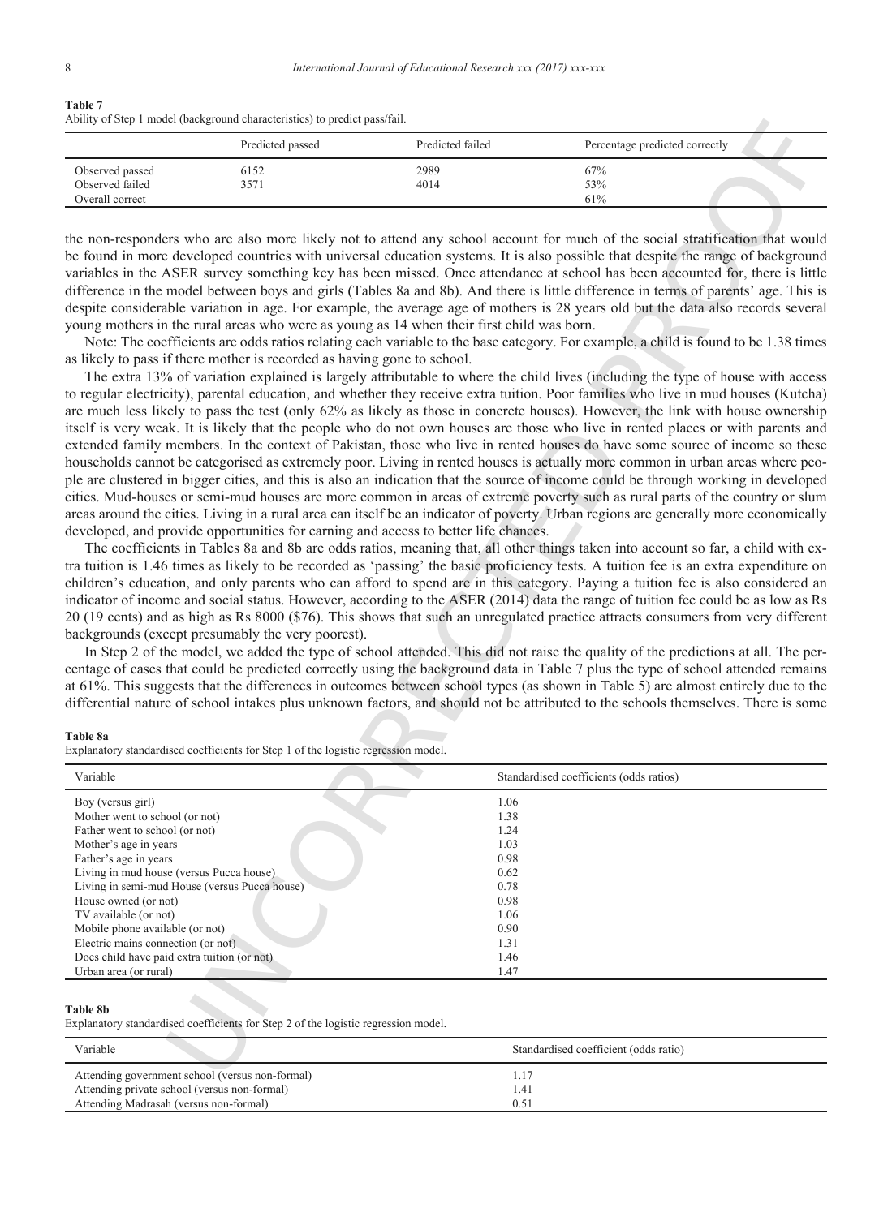**Table 7**
Ability of Step 1 model (background characteristics) to predict pass/fail.

| | Predicted passed | Predicted failed | Percentage predicted correctly |
|---|---|---|---|
| Observed passed | 6152 | 2989 | 67% |
| Observed failed | 3571 | 4014 | 53% |
| Overall correct | | | 61% |

the non-responders who are also more likely not to attend any school account for much of the social stratification that would be found in more developed countries with universal education systems. It is also possible that despite the range of background variables in the ASER survey something key has been missed. Once attendance at school has been accounted for, there is little difference in the model between boys and girls (Tables 8a and 8b). And there is little difference in terms of parents' age. This is despite considerable variation in age. For example, the average age of mothers is 28 years old but the data also records several young mothers in the rural areas who were as young as 14 when their first child was born.

Note: The coefficients are odds ratios relating each variable to the base category. For example, a child is found to be 1.38 times as likely to pass if there mother is recorded as having gone to school.

The extra 13% of variation explained is largely attributable to where the child lives (including the type of house with access to regular electricity), parental education, and whether they receive extra tuition. Poor families who live in mud houses (Kutcha) are much less likely to pass the test (only 62% as likely as those in concrete houses). However, the link with house ownership itself is very weak. It is likely that the people who do not own houses are those who live in rented places or with parents and extended family members. In the context of Pakistan, those who live in rented houses do have some source of income so these households cannot be categorised as extremely poor. Living in rented houses is actually more common in urban areas where people are clustered in bigger cities, and this is also an indication that the source of income could be through working in developed cities. Mud-houses or semi-mud houses are more common in areas of extreme poverty such as rural parts of the country or slum areas around the cities. Living in a rural area can itself be an indicator of poverty. Urban regions are generally more economically developed, and provide opportunities for earning and access to better life chances.

The coefficients in Tables 8a and 8b are odds ratios, meaning that, all other things taken into account so far, a child with extra tuition is 1.46 times as likely to be recorded as 'passing' the basic proficiency tests. A tuition fee is an extra expenditure on children's education, and only parents who can afford to spend are in this category. Paying a tuition fee is also considered an indicator of income and social status. However, according to the ASER (2014) data the range of tuition fee could be as low as Rs 20 (19 cents) and as high as Rs 8000 ($76). This shows that such an unregulated practice attracts consumers from very different backgrounds (except presumably the very poorest).

In Step 2 of the model, we added the type of school attended. This did not raise the quality of the predictions at all. The percentage of cases that could be predicted correctly using the background data in Table 7 plus the type of school attended remains at 61%. This suggests that the differences in outcomes between school types (as shown in Table 5) are almost entirely due to the differential nature of school intakes plus unknown factors, and should not be attributed to the schools themselves. There is some

**Table 8a**
Explanatory standardised coefficients for Step 1 of the logistic regression model.

| Variable | Standardised coefficients (odds ratios) |
|---|---|
| Boy (versus girl) | 1.06 |
| Mother went to school (or not) | 1.38 |
| Father went to school (or not) | 1.24 |
| Mother's age in years | 1.03 |
| Father's age in years | 0.98 |
| Living in mud house (versus Pucca house) | 0.62 |
| Living in semi-mud House (versus Pucca house) | 0.78 |
| House owned (or not) | 0.98 |
| TV available (or not) | 1.06 |
| Mobile phone available (or not) | 0.90 |
| Electric mains connection (or not) | 1.31 |
| Does child have paid extra tuition (or not) | 1.46 |
| Urban area (or rural) | 1.47 |

**Table 8b**
Explanatory standardised coefficients for Step 2 of the logistic regression model.

| Variable | Standardised coefficient (odds ratio) |
|---|---|
| Attending government school (versus non-formal) | 1.17 |
| Attending private school (versus non-formal) | 1.41 |
| Attending Madrasah (versus non-formal) | 0.51 |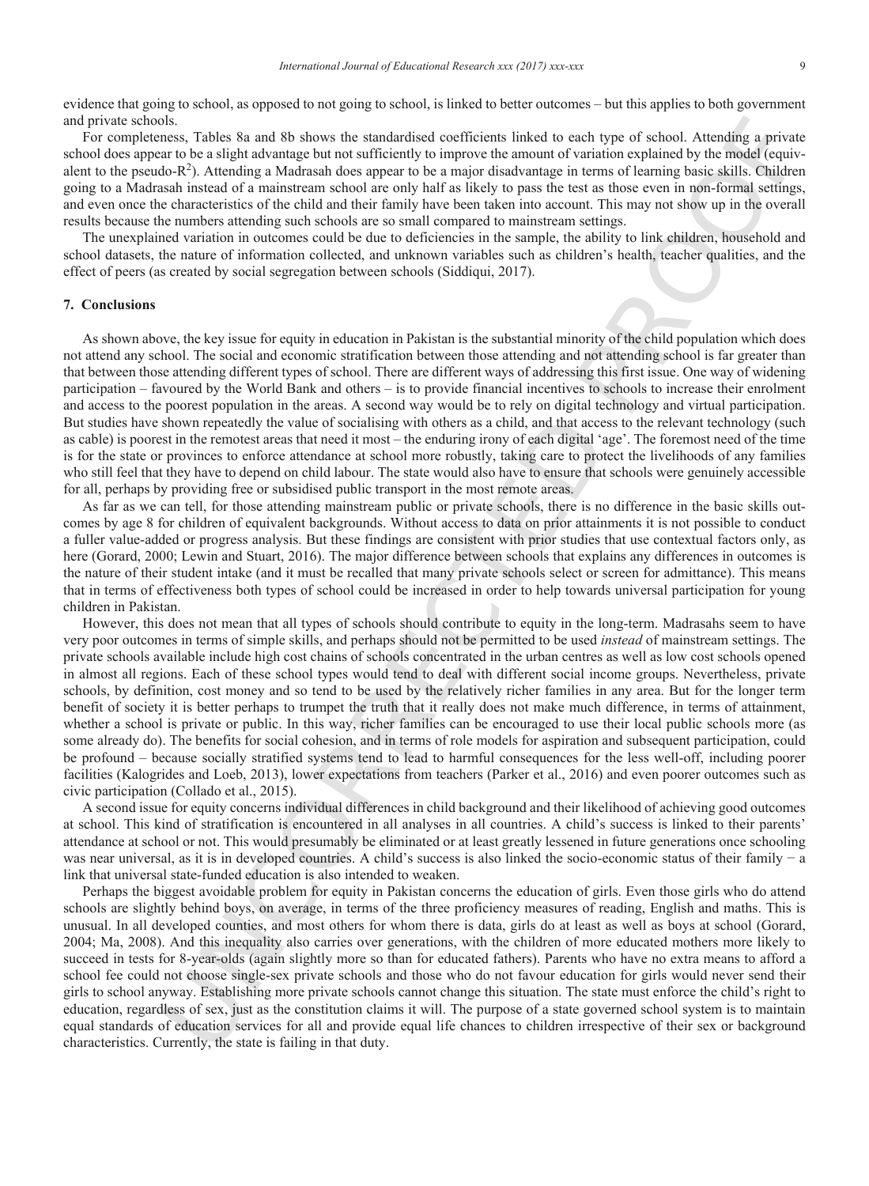evidence that going to school, as opposed to not going to school, is linked to better outcomes – but this applies to both government and private schools.

For completeness, Tables 8a and 8b shows the standardised coefficients linked to each type of school. Attending a private school does appear to be a slight advantage but not sufficiently to improve the amount of variation explained by the model (equivalent to the pseudo-$R^2$). Attending a Madrasah does appear to be a major disadvantage in terms of learning basic skills. Children going to a Madrasah instead of a mainstream school are only half as likely to pass the test as those even in non-formal settings, and even once the characteristics of the child and their family have been taken into account. This may not show up in the overall results because the numbers attending such schools are so small compared to mainstream settings.

The unexplained variation in outcomes could be due to deficiencies in the sample, the ability to link children, household and school datasets, the nature of information collected, and unknown variables such as children's health, teacher qualities, and the effect of peers (as created by social segregation between schools (Siddiqui, 2017).

## 7. Conclusions

As shown above, the key issue for equity in education in Pakistan is the substantial minority of the child population which does not attend any school. The social and economic stratification between those attending and not attending school is far greater than that between those attending different types of school. There are different ways of addressing this first issue. One way of widening participation – favoured by the World Bank and others – is to provide financial incentives to schools to increase their enrolment and access to the poorest population in the areas. A second way would be to rely on digital technology and virtual participation. But studies have shown repeatedly the value of socialising with others as a child, and that access to the relevant technology (such as cable) is poorest in the remotest areas that need it most – the enduring irony of each digital 'age'. The foremost need of the time is for the state or provinces to enforce attendance at school more robustly, taking care to protect the livelihoods of any families who still feel that they have to depend on child labour. The state would also have to ensure that schools were genuinely accessible for all, perhaps by providing free or subsidised public transport in the most remote areas.

As far as we can tell, for those attending mainstream public or private schools, there is no difference in the basic skills outcomes by age 8 for children of equivalent backgrounds. Without access to data on prior attainments it is not possible to conduct a fuller value-added or progress analysis. But these findings are consistent with prior studies that use contextual factors only, as here (Gorard, 2000; Lewin and Stuart, 2016). The major difference between schools that explains any differences in outcomes is the nature of their student intake (and it must be recalled that many private schools select or screen for admittance). This means that in terms of effectiveness both types of school could be increased in order to help towards universal participation for young children in Pakistan.

However, this does not mean that all types of schools should contribute to equity in the long-term. Madrasahs seem to have very poor outcomes in terms of simple skills, and perhaps should not be permitted to be used *instead* of mainstream settings. The private schools available include high cost chains of schools concentrated in the urban centres as well as low cost schools opened in almost all regions. Each of these school types would tend to deal with different social income groups. Nevertheless, private schools, by definition, cost money and so tend to be used by the relatively richer families in any area. But for the longer term benefit of society it is better perhaps to trumpet the truth that it really does not make much difference, in terms of attainment, whether a school is private or public. In this way, richer families can be encouraged to use their local public schools more (as some already do). The benefits for social cohesion, and in terms of role models for aspiration and subsequent participation, could be profound – because socially stratified systems tend to lead to harmful consequences for the less well-off, including poorer facilities (Kalogrides and Loeb, 2013), lower expectations from teachers (Parker et al., 2016) and even poorer outcomes such as civic participation (Collado et al., 2015).

A second issue for equity concerns individual differences in child background and their likelihood of achieving good outcomes at school. This kind of stratification is encountered in all analyses in all countries. A child's success is linked to their parents' attendance at school or not. This would presumably be eliminated or at least greatly lessened in future generations once schooling was near universal, as it is in developed countries. A child's success is also linked the socio-economic status of their family − a link that universal state-funded education is also intended to weaken.

Perhaps the biggest avoidable problem for equity in Pakistan concerns the education of girls. Even those girls who do attend schools are slightly behind boys, on average, in terms of the three proficiency measures of reading, English and maths. This is unusual. In all developed counties, and most others for whom there is data, girls do at least as well as boys at school (Gorard, 2004; Ma, 2008). And this inequality also carries over generations, with the children of more educated mothers more likely to succeed in tests for 8-year-olds (again slightly more so than for educated fathers). Parents who have no extra means to afford a school fee could not choose single-sex private schools and those who do not favour education for girls would never send their girls to school anyway. Establishing more private schools cannot change this situation. The state must enforce the child's right to education, regardless of sex, just as the constitution claims it will. The purpose of a state governed school system is to maintain equal standards of education services for all and provide equal life chances to children irrespective of their sex or background characteristics. Currently, the state is failing in that duty.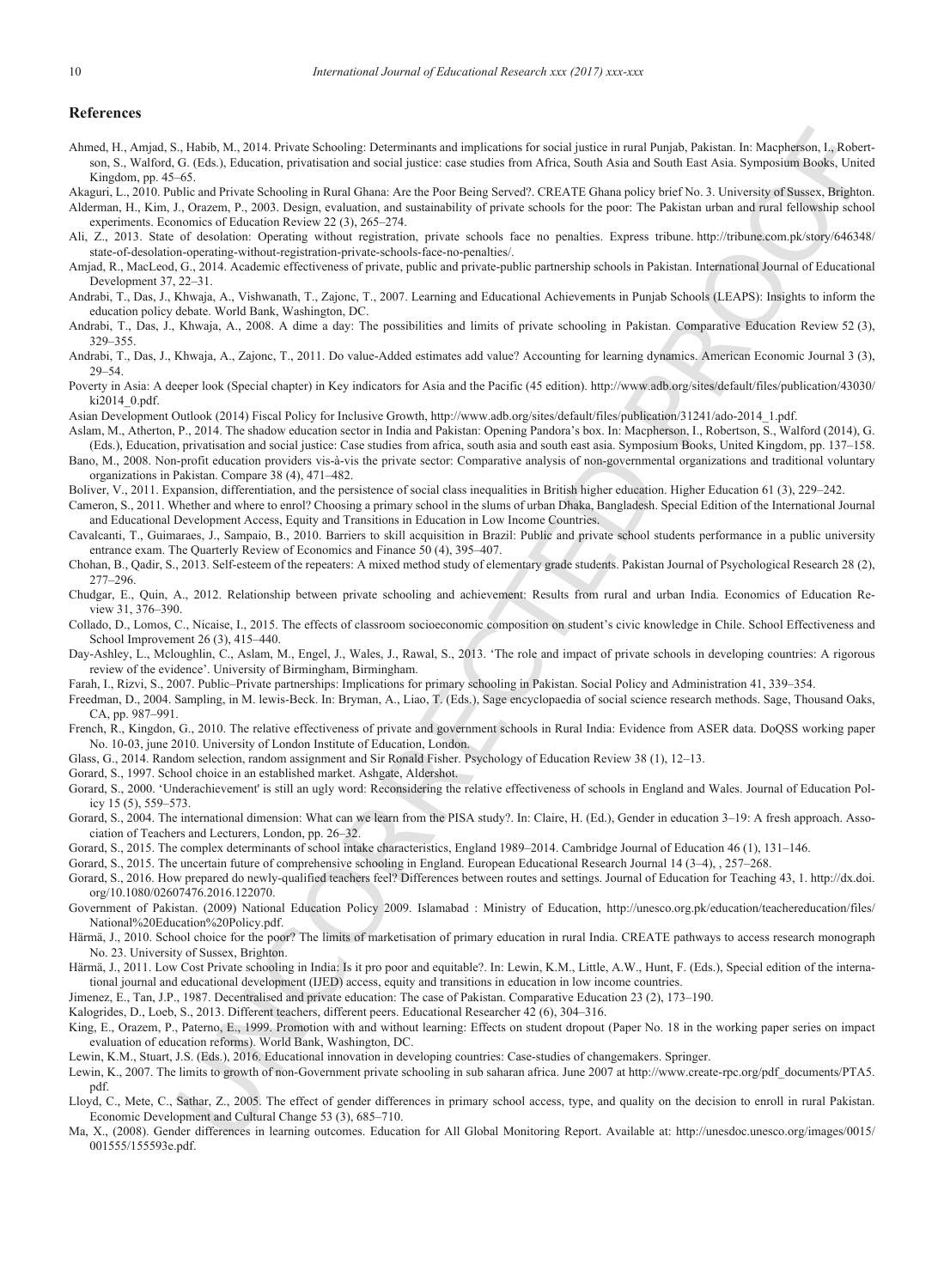## References

Ahmed, H., Amjad, S., Habib, M., 2014. Private Schooling: Determinants and implications for social justice in rural Punjab, Pakistan. In: Macpherson, I., Robertson, S., Walford, G. (Eds.), Education, privatisation and social justice: case studies from Africa, South Asia and South East Asia. Symposium Books, United Kingdom, pp. 45–65.

Akaguri, L., 2010. Public and Private Schooling in Rural Ghana: Are the Poor Being Served?. CREATE Ghana policy brief No. 3. University of Sussex, Brighton.

Alderman, H., Kim, J., Orazem, P., 2003. Design, evaluation, and sustainability of private schools for the poor: The Pakistan urban and rural fellowship school experiments. Economics of Education Review 22 (3), 265–274.

Ali, Z., 2013. State of desolation: Operating without registration, private schools face no penalties. Express tribune. http://tribune.com.pk/story/646348/state-of-desolation-operating-without-registration-private-schools-face-no-penalties/.

Amjad, R., MacLeod, G., 2014. Academic effectiveness of private, public and private-public partnership schools in Pakistan. International Journal of Educational Development 37, 22–31.

Andrabi, T., Das, J., Khwaja, A., Vishwanath, T., Zajonc, T., 2007. Learning and Educational Achievements in Punjab Schools (LEAPS): Insights to inform the education policy debate. World Bank, Washington, DC.

Andrabi, T., Das, J., Khwaja, A., 2008. A dime a day: The possibilities and limits of private schooling in Pakistan. Comparative Education Review 52 (3), 329–355.

Andrabi, T., Das, J., Khwaja, A., Zajonc, T., 2011. Do value-Added estimates add value? Accounting for learning dynamics. American Economic Journal 3 (3), 29–54.

Poverty in Asia: A deeper look (Special chapter) in Key indicators for Asia and the Pacific (45 edition). http://www.adb.org/sites/default/files/publication/43030/ki2014_0.pdf.

Asian Development Outlook (2014) Fiscal Policy for Inclusive Growth, http://www.adb.org/sites/default/files/publication/31241/ado-2014_1.pdf.

Aslam, M., Atherton, P., 2014. The shadow education sector in India and Pakistan: Opening Pandora's box. In: Macpherson, I., Robertson, S., Walford (2014), G. (Eds.), Education, privatisation and social justice: Case studies from africa, south asia and south east asia. Symposium Books, United Kingdom, pp. 137–158.

Bano, M., 2008. Non-profit education providers vis-à-vis the private sector: Comparative analysis of non-governmental organizations and traditional voluntary organizations in Pakistan. Compare 38 (4), 471–482.

Boliver, V., 2011. Expansion, differentiation, and the persistence of social class inequalities in British higher education. Higher Education 61 (3), 229–242.

Cameron, S., 2011. Whether and where to enrol? Choosing a primary school in the slums of urban Dhaka, Bangladesh. Special Edition of the International Journal and Educational Development Access, Equity and Transitions in Education in Low Income Countries.

Cavalcanti, T., Guimaraes, J., Sampaio, B., 2010. Barriers to skill acquisition in Brazil: Public and private school students performance in a public university entrance exam. The Quarterly Review of Economics and Finance 50 (4), 395–407.

Chohan, B., Qadir, S., 2013. Self-esteem of the repeaters: A mixed method study of elementary grade students. Pakistan Journal of Psychological Research 28 (2), 277–296.

Chudgar, E., Quin, A., 2012. Relationship between private schooling and achievement: Results from rural and urban India. Economics of Education Review 31, 376–390.

Collado, D., Lomos, C., Nicaise, I., 2015. The effects of classroom socioeconomic composition on student's civic knowledge in Chile. School Effectiveness and School Improvement 26 (3), 415–440.

Day-Ashley, L., Mcloughlin, C., Aslam, M., Engel, J., Wales, J., Rawal, S., 2013. 'The role and impact of private schools in developing countries: A rigorous review of the evidence'. University of Birmingham, Birmingham.

Farah, I., Rizvi, S., 2007. Public–Private partnerships: Implications for primary schooling in Pakistan. Social Policy and Administration 41, 339–354.

Freedman, D., 2004. Sampling, in M. lewis-Beck. In: Bryman, A., Liao, T. (Eds.), Sage encyclopaedia of social science research methods. Sage, Thousand Oaks, CA, pp. 987–991.

French, R., Kingdon, G., 2010. The relative effectiveness of private and government schools in Rural India: Evidence from ASER data. DoQSS working paper No. 10-03, june 2010. University of London Institute of Education, London.

Glass, G., 2014. Random selection, random assignment and Sir Ronald Fisher. Psychology of Education Review 38 (1), 12–13.

Gorard, S., 1997. School choice in an established market. Ashgate, Aldershot.

Gorard, S., 2000. 'Underachievement' is still an ugly word: Reconsidering the relative effectiveness of schools in England and Wales. Journal of Education Policy 15 (5), 559–573.

Gorard, S., 2004. The international dimension: What can we learn from the PISA study?. In: Claire, H. (Ed.), Gender in education 3–19: A fresh approach. Association of Teachers and Lecturers, London, pp. 26–32.

Gorard, S., 2015. The complex determinants of school intake characteristics, England 1989–2014. Cambridge Journal of Education 46 (1), 131–146.

Gorard, S., 2015. The uncertain future of comprehensive schooling in England. European Educational Research Journal 14 (3–4), , 257–268.

Gorard, S., 2016. How prepared do newly-qualified teachers feel? Differences between routes and settings. Journal of Education for Teaching 43, 1. http://dx.doi.org/10.1080/02607476.2016.122070.

Government of Pakistan. (2009) National Education Policy 2009. Islamabad : Ministry of Education, http://unesco.org.pk/education/teachereducation/files/National%20Education%20Policy.pdf.

Härmä, J., 2010. School choice for the poor? The limits of marketisation of primary education in rural India. CREATE pathways to access research monograph No. 23. University of Sussex, Brighton.

Härmä, J., 2011. Low Cost Private schooling in India: Is it pro poor and equitable?. In: Lewin, K.M., Little, A.W., Hunt, F. (Eds.), Special edition of the international journal and educational development (IJED) access, equity and transitions in education in low income countries.

Jimenez, E., Tan, J.P., 1987. Decentralised and private education: The case of Pakistan. Comparative Education 23 (2), 173–190.

Kalogrides, D., Loeb, S., 2013. Different teachers, different peers. Educational Researcher 42 (6), 304–316.

King, E., Orazem, P., Paterno, E., 1999. Promotion with and without learning: Effects on student dropout (Paper No. 18 in the working paper series on impact evaluation of education reforms). World Bank, Washington, DC.

Lewin, K.M., Stuart, J.S. (Eds.), 2016. Educational innovation in developing countries: Case-studies of changemakers. Springer.

Lewin, K., 2007. The limits to growth of non-Government private schooling in sub saharan africa. June 2007 at http://www.create-rpc.org/pdf_documents/PTA5.pdf.

Lloyd, C., Mete, C., Sathar, Z., 2005. The effect of gender differences in primary school access, type, and quality on the decision to enroll in rural Pakistan. Economic Development and Cultural Change 53 (3), 685–710.

Ma, X., (2008). Gender differences in learning outcomes. Education for All Global Monitoring Report. Available at: http://unesdoc.unesco.org/images/0015/001555/155593e.pdf.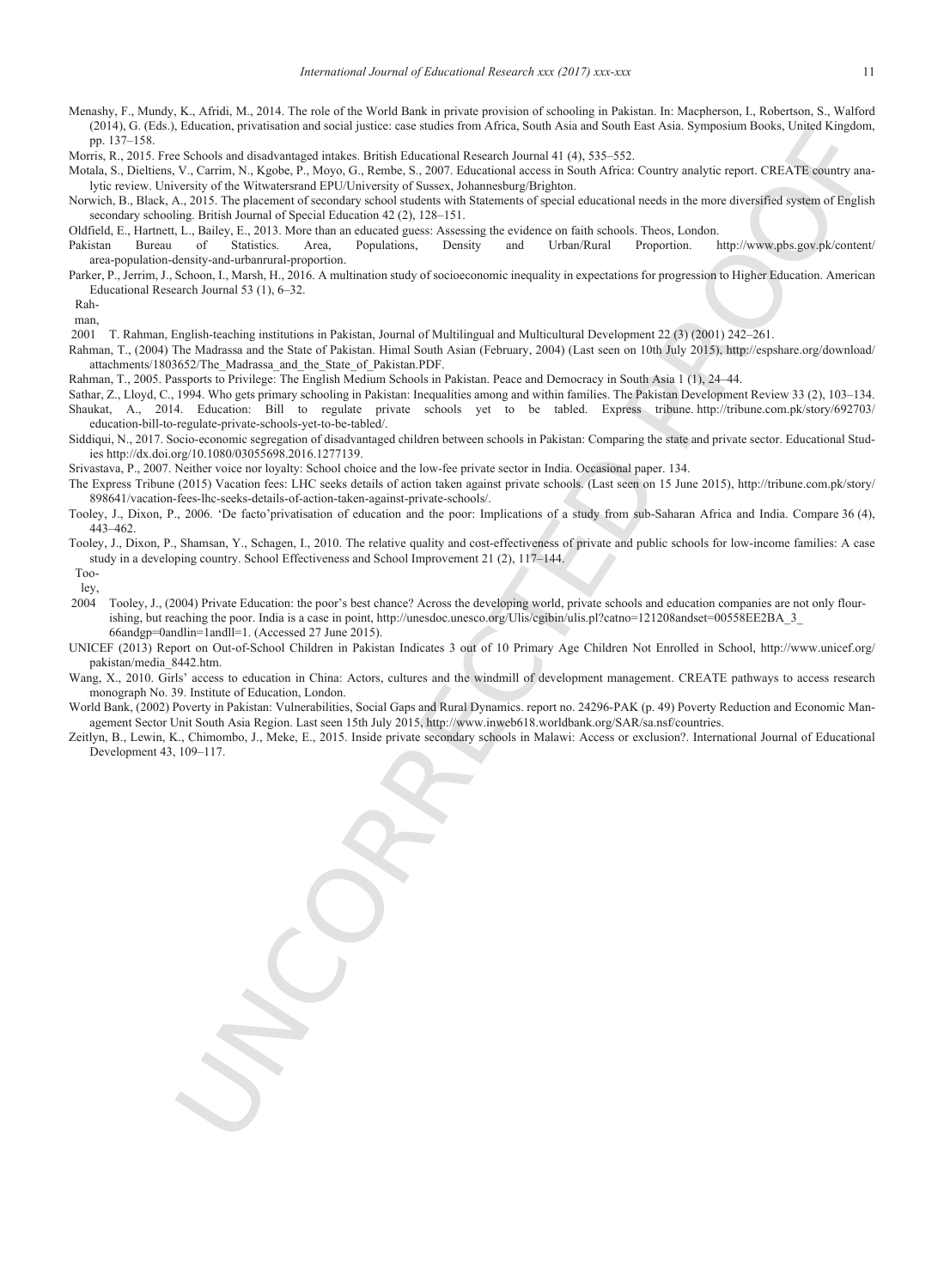Menashy, F., Mundy, K., Afridi, M., 2014. The role of the World Bank in private provision of schooling in Pakistan. In: Macpherson, I., Robertson, S., Walford (2014), G. (Eds.), Education, privatisation and social justice: case studies from Africa, South Asia and South East Asia. Symposium Books, United Kingdom, pp. 137–158.

Morris, R., 2015. Free Schools and disadvantaged intakes. British Educational Research Journal 41 (4), 535–552.

Motala, S., Dieltiens, V., Carrim, N., Kgobe, P., Moyo, G., Rembe, S., 2007. Educational access in South Africa: Country analytic report. CREATE country analytic review. University of the Witwatersrand EPU/University of Sussex, Johannesburg/Brighton.

Norwich, B., Black, A., 2015. The placement of secondary school students with Statements of special educational needs in the more diversified system of English secondary schooling. British Journal of Special Education 42 (2), 128–151.

Oldfield, E., Hartnett, L., Bailey, E., 2013. More than an educated guess: Assessing the evidence on faith schools. Theos, London.

Pakistan Bureau of Statistics. Area, Populations, Density and Urban/Rural Proportion. http://www.pbs.gov.pk/content/area-population-density-and-urbanrural-proportion.

Parker, P., Jerrim, J., Schoon, I., Marsh, H., 2016. A multination study of socioeconomic inequality in expectations for progression to Higher Education. American Educational Research Journal 53 (1), 6–32.

Rahman, 2001 T. Rahman, English-teaching institutions in Pakistan, Journal of Multilingual and Multicultural Development 22 (3) (2001) 242–261.

Rahman, T., (2004) The Madrassa and the State of Pakistan. Himal South Asian (February, 2004) (Last seen on 10th July 2015), http://espshare.org/download/attachments/1803652/The_Madrassa_and_the_State_of_Pakistan.PDF.

Rahman, T., 2005. Passports to Privilege: The English Medium Schools in Pakistan. Peace and Democracy in South Asia 1 (1), 24–44.

Sathar, Z., Lloyd, C., 1994. Who gets primary schooling in Pakistan: Inequalities among and within families. The Pakistan Development Review 33 (2), 103–134.

Shaukat, A., 2014. Education: Bill to regulate private schools yet to be tabled. Express tribune. http://tribune.com.pk/story/692703/education-bill-to-regulate-private-schools-yet-to-be-tabled/.

Siddiqui, N., 2017. Socio-economic segregation of disadvantaged children between schools in Pakistan: Comparing the state and private sector. Educational Studies http://dx.doi.org/10.1080/03055698.2016.1277139.

Srivastava, P., 2007. Neither voice nor loyalty: School choice and the low-fee private sector in India. Occasional paper. 134.

The Express Tribune (2015) Vacation fees: LHC seeks details of action taken against private schools. (Last seen on 15 June 2015), http://tribune.com.pk/story/898641/vacation-fees-lhc-seeks-details-of-action-taken-against-private-schools/.

Tooley, J., Dixon, P., 2006. 'De facto'privatisation of education and the poor: Implications of a study from sub-Saharan Africa and India. Compare 36 (4), 443–462.

Tooley, J., Dixon, P., Shamsan, Y., Schagen, I., 2010. The relative quality and cost-effectiveness of private and public schools for low-income families: A case study in a developing country. School Effectiveness and School Improvement 21 (2), 117–144.

Tooley, 2004 Tooley, J., (2004) Private Education: the poor's best chance? Across the developing world, private schools and education companies are not only flourishing, but reaching the poor. India is a case in point, http://unesdoc.unesco.org/Ulis/cgibin/ulis.pl?catno=121208andset=00558EE2BA_3_66andgp=0andlin=1andll=1. (Accessed 27 June 2015).

UNICEF (2013) Report on Out-of-School Children in Pakistan Indicates 3 out of 10 Primary Age Children Not Enrolled in School, http://www.unicef.org/pakistan/media_8442.htm.

Wang, X., 2010. Girls' access to education in China: Actors, cultures and the windmill of development management. CREATE pathways to access research monograph No. 39. Institute of Education, London.

World Bank, (2002) Poverty in Pakistan: Vulnerabilities, Social Gaps and Rural Dynamics. report no. 24296-PAK (p. 49) Poverty Reduction and Economic Management Sector Unit South Asia Region. Last seen 15th July 2015, http://www.inweb618.worldbank.org/SAR/sa.nsf/countries.

Zeitlyn, B., Lewin, K., Chimombo, J., Meke, E., 2015. Inside private secondary schools in Malawi: Access or exclusion?. International Journal of Educational Development 43, 109–117.